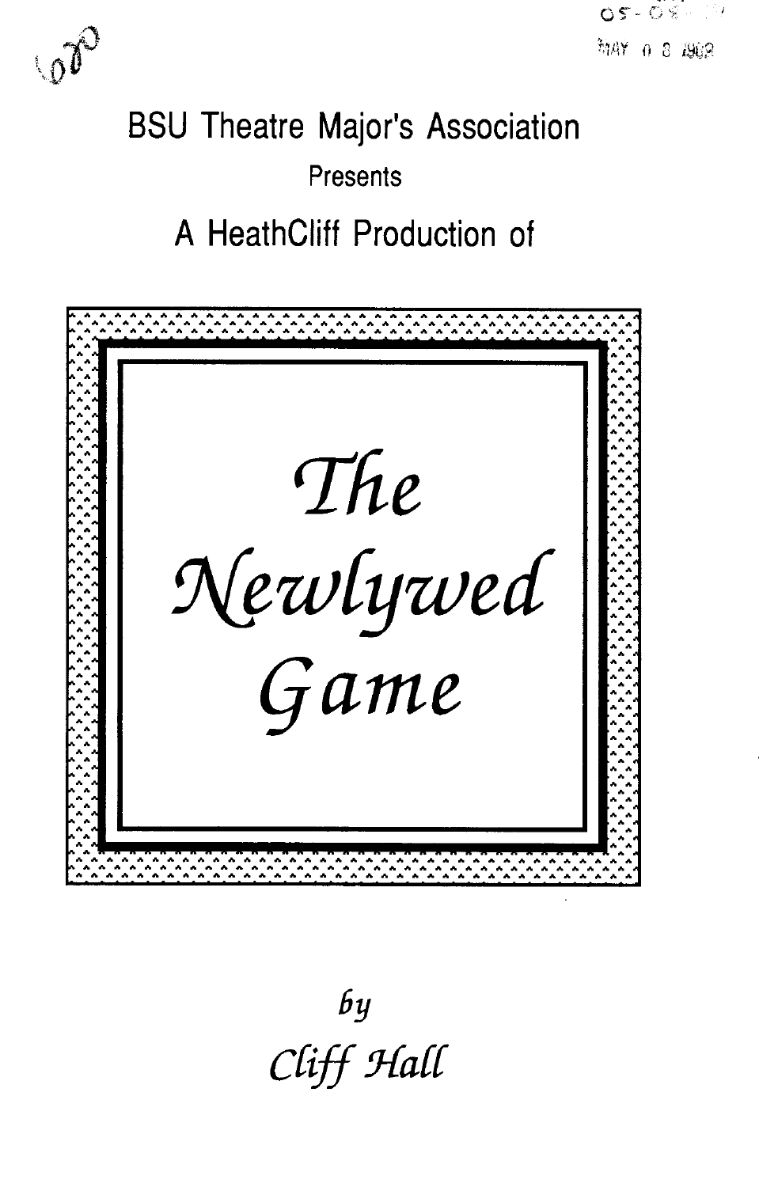BSU Theatre Major's Association

Presents

A HeathCliff Production of

# *The Newlywed Game*

*by*

*Cliff Hall*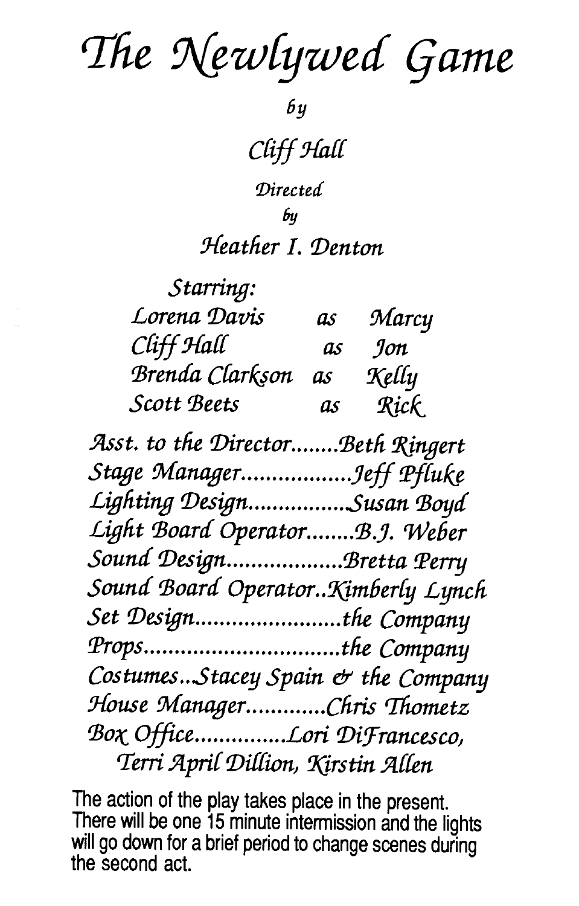# The Newlywed Game

by

Cliff Hall

Directed

by

Heather I. Denton

Starring:

| | | |
|---|---|---|
| Lorena Davis | as | Marcy |
| Cliff Hall | as | Jon |
| Brenda Clarkson | as | Kelly |
| Scott Beets | as | Rick |

Asst. to the Director........Beth Ringert
Stage Manager..................Jeff Pfluke
Lighting Design................Susan Boyd
Light Board Operator........B.J. Weber
Sound Design..................Bretta Perry
Sound Board Operator..Kimberly Lynch
Set Design........................the Company
Props................................the Company
Costumes...Stacey Spain & the Company
House Manager.............Chris Thometz
Box Office...............Lori DiFrancesco,
Terri April Dillion, Kirstin Allen

The action of the play takes place in the present. There will be one 15 minute intermission and the lights will go down for a brief period to change scenes during the second act.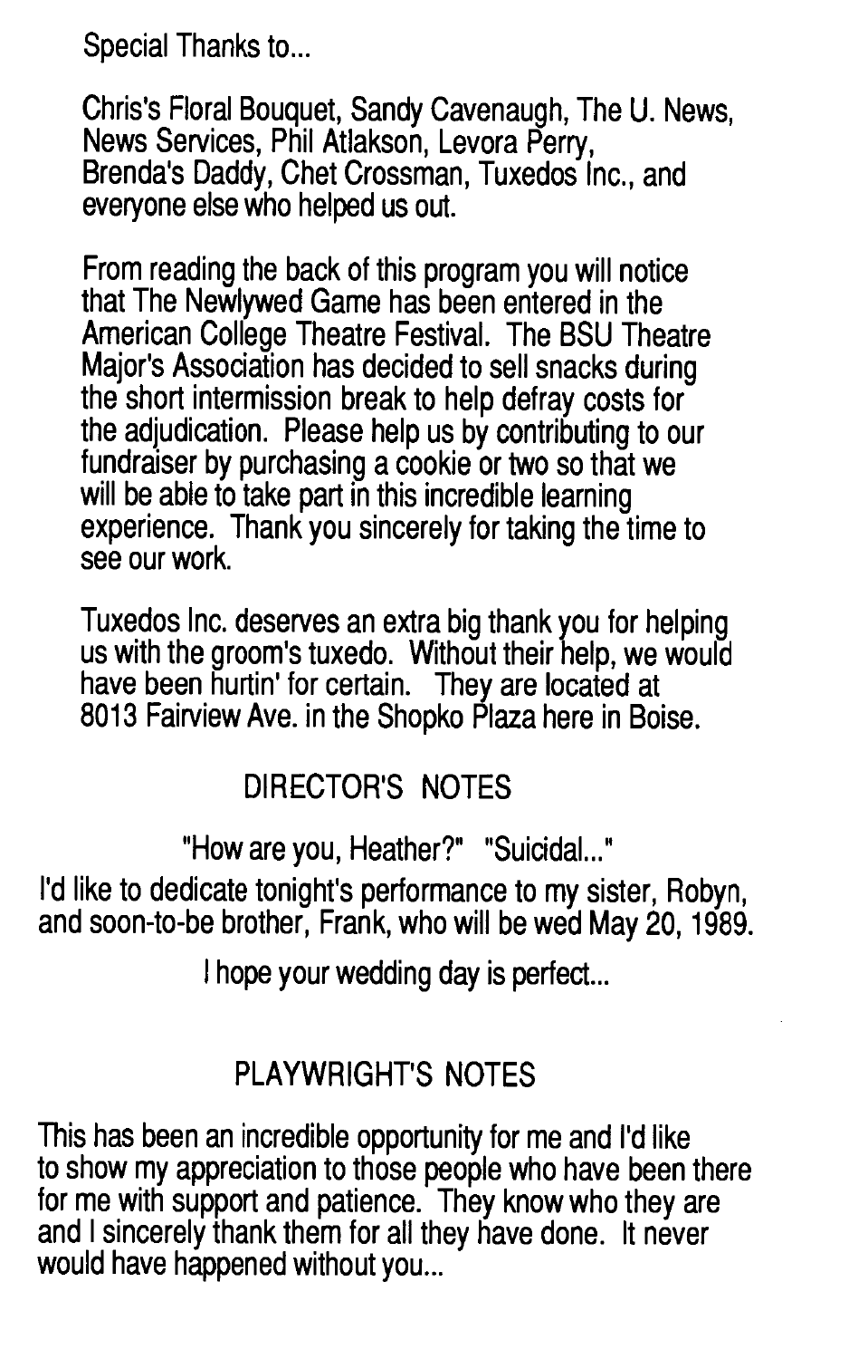Special Thanks to...

Chris's Floral Bouquet, Sandy Cavenaugh, The U. News, News Services, Phil Atlakson, Levora Perry, Brenda's Daddy, Chet Crossman, Tuxedos Inc., and everyone else who helped us out.

From reading the back of this program you will notice that The Newlywed Game has been entered in the American College Theatre Festival. The BSU Theatre Major's Association has decided to sell snacks during the short intermission break to help defray costs for the adjudication. Please help us by contributing to our fundraiser by purchasing a cookie or two so that we will be able to take part in this incredible learning experience. Thank you sincerely for taking the time to see our work.

Tuxedos Inc. deserves an extra big thank you for helping us with the groom's tuxedo. Without their help, we would have been hurtin' for certain. They are located at 8013 Fairview Ave. in the Shopko Plaza here in Boise.

## DIRECTOR'S NOTES

"How are you, Heather?" "Suicidal..."

I'd like to dedicate tonight's performance to my sister, Robyn, and soon-to-be brother, Frank, who will be wed May 20, 1989.

I hope your wedding day is perfect...

## PLAYWRIGHT'S NOTES

This has been an incredible opportunity for me and I'd like to show my appreciation to those people who have been there for me with support and patience. They know who they are and I sincerely thank them for all they have done. It never would have happened without you...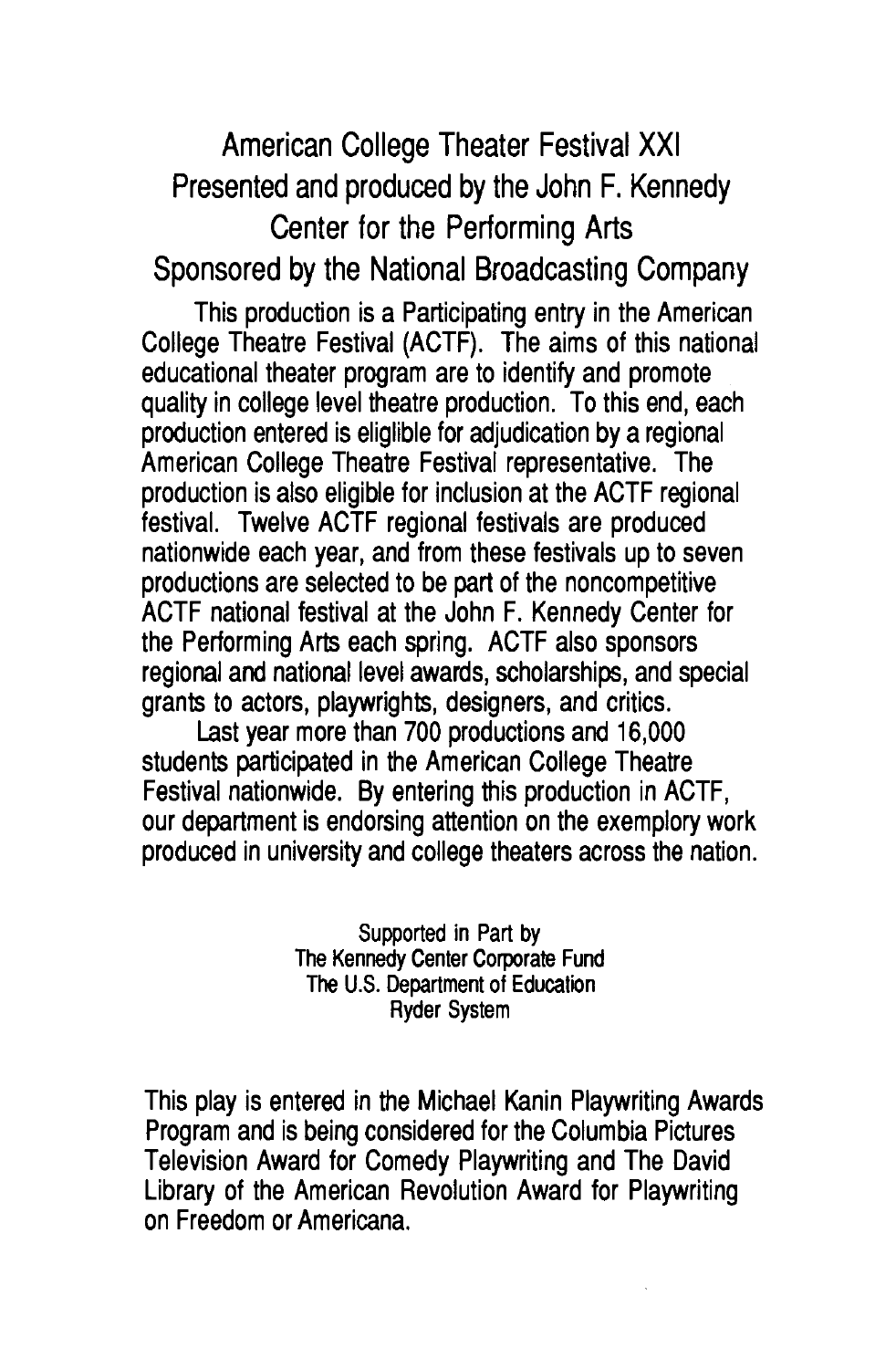# American College Theater Festival XXI
## Presented and produced by the John F. Kennedy Center for the Performing Arts
## Sponsored by the National Broadcasting Company

This production is a Participating entry in the American College Theatre Festival (ACTF). The aims of this national educational theater program are to identify and promote quality in college level theatre production. To this end, each production entered is eliglible for adjudication by a regional American College Theatre Festival representative. The production is also eligible for inclusion at the ACTF regional festival. Twelve ACTF regional festivals are produced nationwide each year, and from these festivals up to seven productions are selected to be part of the noncompetitive ACTF national festival at the John F. Kennedy Center for the Performing Arts each spring. ACTF also sponsors regional and national level awards, scholarships, and special grants to actors, playwrights, designers, and critics.

Last year more than 700 productions and 16,000 students participated in the American College Theatre Festival nationwide. By entering this production in ACTF, our department is endorsing attention on the exemplory work produced in university and college theaters across the nation.

Supported in Part by
The Kennedy Center Corporate Fund
The U.S. Department of Education
Ryder System

This play is entered in the Michael Kanin Playwriting Awards Program and is being considered for the Columbia Pictures Television Award for Comedy Playwriting and The David Library of the American Revolution Award for Playwriting on Freedom or Americana.